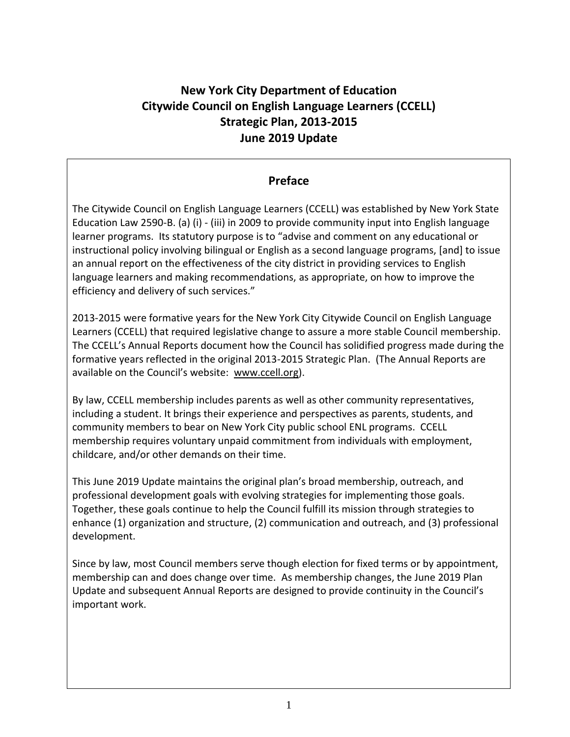# New York City Department of Education
# Citywide Council on English Language Learners (CCELL)
# Strategic Plan, 2013-2015
# June 2019 Update

## Preface

The Citywide Council on English Language Learners (CCELL) was established by New York State Education Law 2590-B. (a) (i) - (iii) in 2009 to provide community input into English language learner programs. Its statutory purpose is to "advise and comment on any educational or instructional policy involving bilingual or English as a second language programs, [and] to issue an annual report on the effectiveness of the city district in providing services to English language learners and making recommendations, as appropriate, on how to improve the efficiency and delivery of such services."

2013-2015 were formative years for the New York City Citywide Council on English Language Learners (CCELL) that required legislative change to assure a more stable Council membership. The CCELL's Annual Reports document how the Council has solidified progress made during the formative years reflected in the original 2013-2015 Strategic Plan. (The Annual Reports are available on the Council's website: www.ccell.org).

By law, CCELL membership includes parents as well as other community representatives, including a student. It brings their experience and perspectives as parents, students, and community members to bear on New York City public school ENL programs. CCELL membership requires voluntary unpaid commitment from individuals with employment, childcare, and/or other demands on their time.

This June 2019 Update maintains the original plan's broad membership, outreach, and professional development goals with evolving strategies for implementing those goals. Together, these goals continue to help the Council fulfill its mission through strategies to enhance (1) organization and structure, (2) communication and outreach, and (3) professional development.

Since by law, most Council members serve though election for fixed terms or by appointment, membership can and does change over time. As membership changes, the June 2019 Plan Update and subsequent Annual Reports are designed to provide continuity in the Council's important work.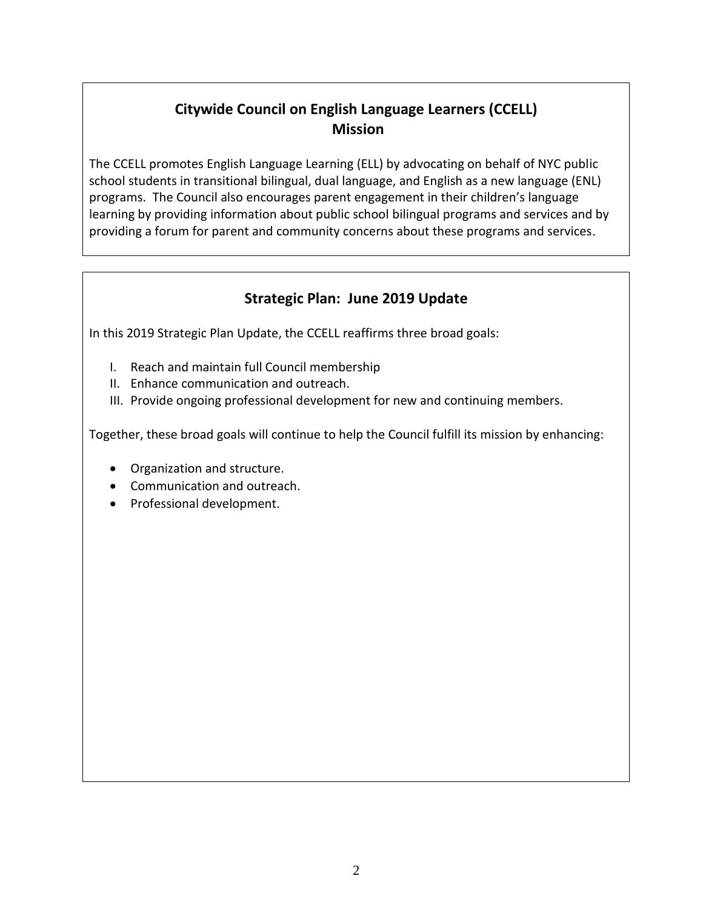## Citywide Council on English Language Learners (CCELL)
## Mission

The CCELL promotes English Language Learning (ELL) by advocating on behalf of NYC public school students in transitional bilingual, dual language, and English as a new language (ENL) programs. The Council also encourages parent engagement in their children's language learning by providing information about public school bilingual programs and services and by providing a forum for parent and community concerns about these programs and services.

## Strategic Plan: June 2019 Update

In this 2019 Strategic Plan Update, the CCELL reaffirms three broad goals:

I. Reach and maintain full Council membership
II. Enhance communication and outreach.
III. Provide ongoing professional development for new and continuing members.

Together, these broad goals will continue to help the Council fulfill its mission by enhancing:

- Organization and structure.
- Communication and outreach.
- Professional development.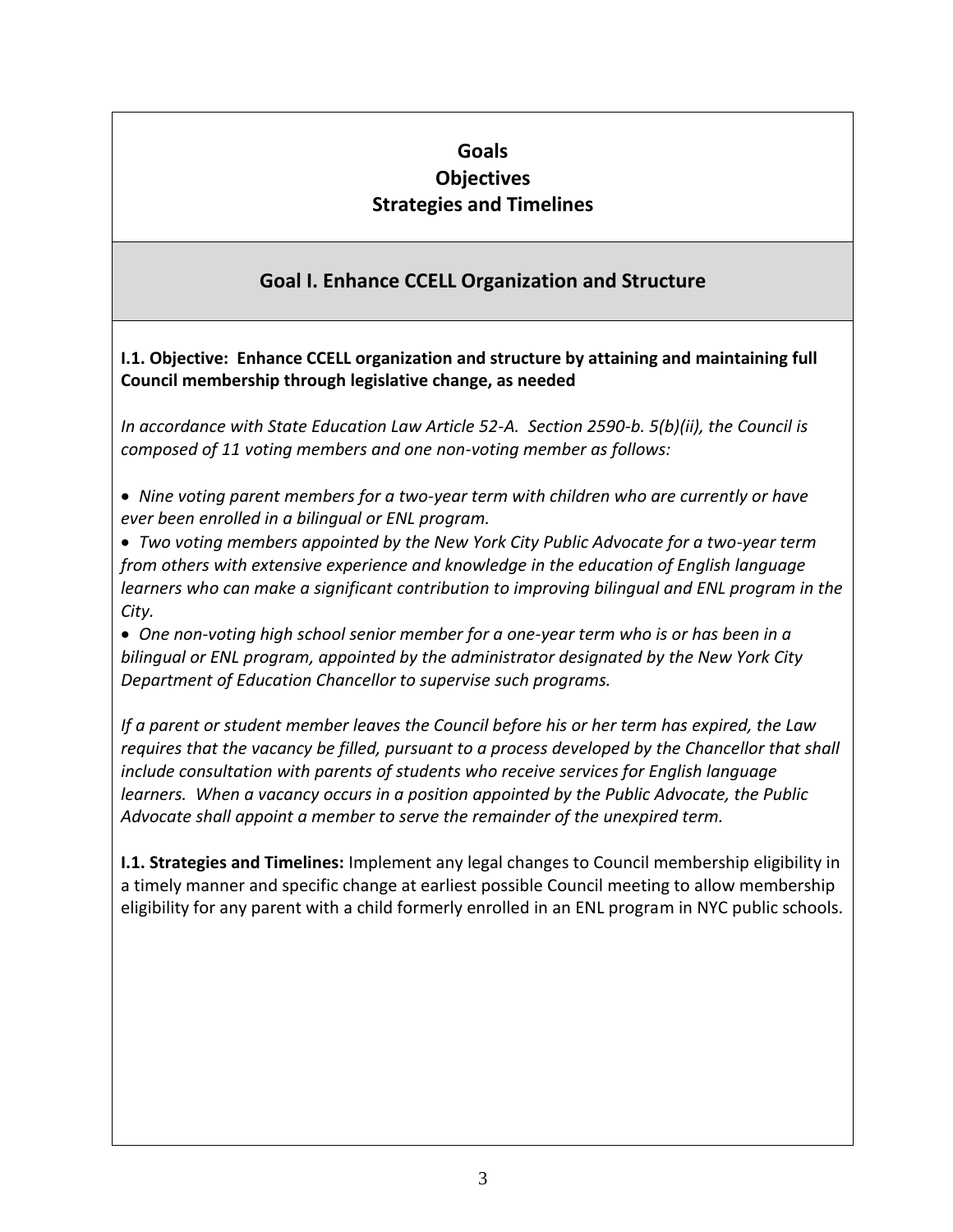# Goals
# Objectives
# Strategies and Timelines

## Goal I. Enhance CCELL Organization and Structure

**I.1. Objective: Enhance CCELL organization and structure by attaining and maintaining full Council membership through legislative change, as needed**

*In accordance with State Education Law Article 52-A. Section 2590-b. 5(b)(ii), the Council is composed of 11 voting members and one non-voting member as follows:*

- *Nine voting parent members for a two-year term with children who are currently or have ever been enrolled in a bilingual or ENL program.*
- *Two voting members appointed by the New York City Public Advocate for a two-year term from others with extensive experience and knowledge in the education of English language learners who can make a significant contribution to improving bilingual and ENL program in the City.*
- *One non-voting high school senior member for a one-year term who is or has been in a bilingual or ENL program, appointed by the administrator designated by the New York City Department of Education Chancellor to supervise such programs.*

*If a parent or student member leaves the Council before his or her term has expired, the Law requires that the vacancy be filled, pursuant to a process developed by the Chancellor that shall include consultation with parents of students who receive services for English language learners. When a vacancy occurs in a position appointed by the Public Advocate, the Public Advocate shall appoint a member to serve the remainder of the unexpired term.*

**I.1. Strategies and Timelines:** Implement any legal changes to Council membership eligibility in a timely manner and specific change at earliest possible Council meeting to allow membership eligibility for any parent with a child formerly enrolled in an ENL program in NYC public schools.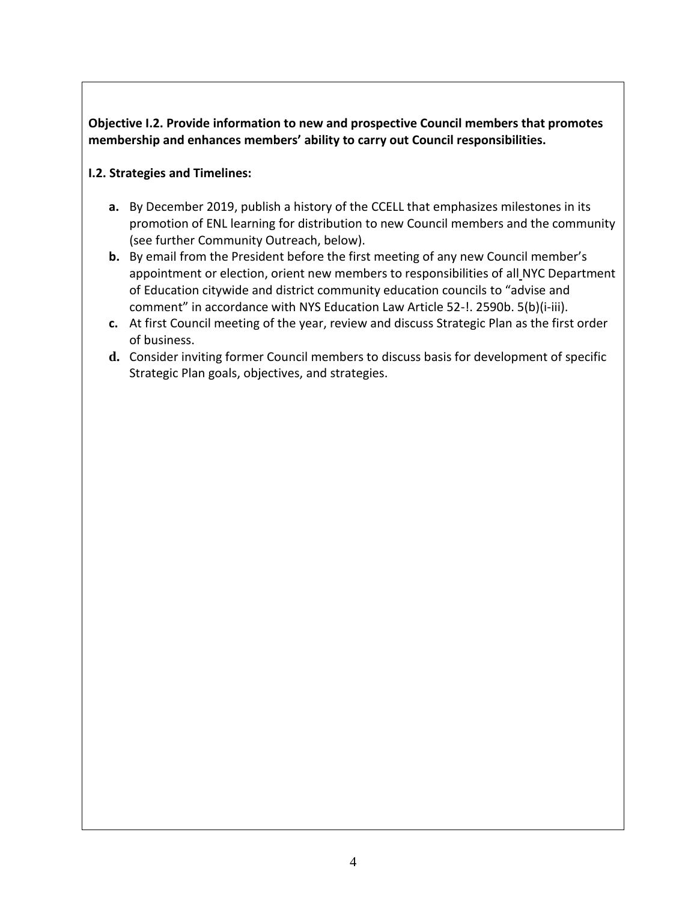**Objective I.2. Provide information to new and prospective Council members that promotes membership and enhances members' ability to carry out Council responsibilities.**

**I.2. Strategies and Timelines:**

- **a.** By December 2019, publish a history of the CCELL that emphasizes milestones in its promotion of ENL learning for distribution to new Council members and the community (see further Community Outreach, below).
- **b.** By email from the President before the first meeting of any new Council member's appointment or election, orient new members to responsibilities of all NYC Department of Education citywide and district community education councils to "advise and comment" in accordance with NYS Education Law Article 52-!. 2590b. 5(b)(i-iii).
- **c.** At first Council meeting of the year, review and discuss Strategic Plan as the first order of business.
- **d.** Consider inviting former Council members to discuss basis for development of specific Strategic Plan goals, objectives, and strategies.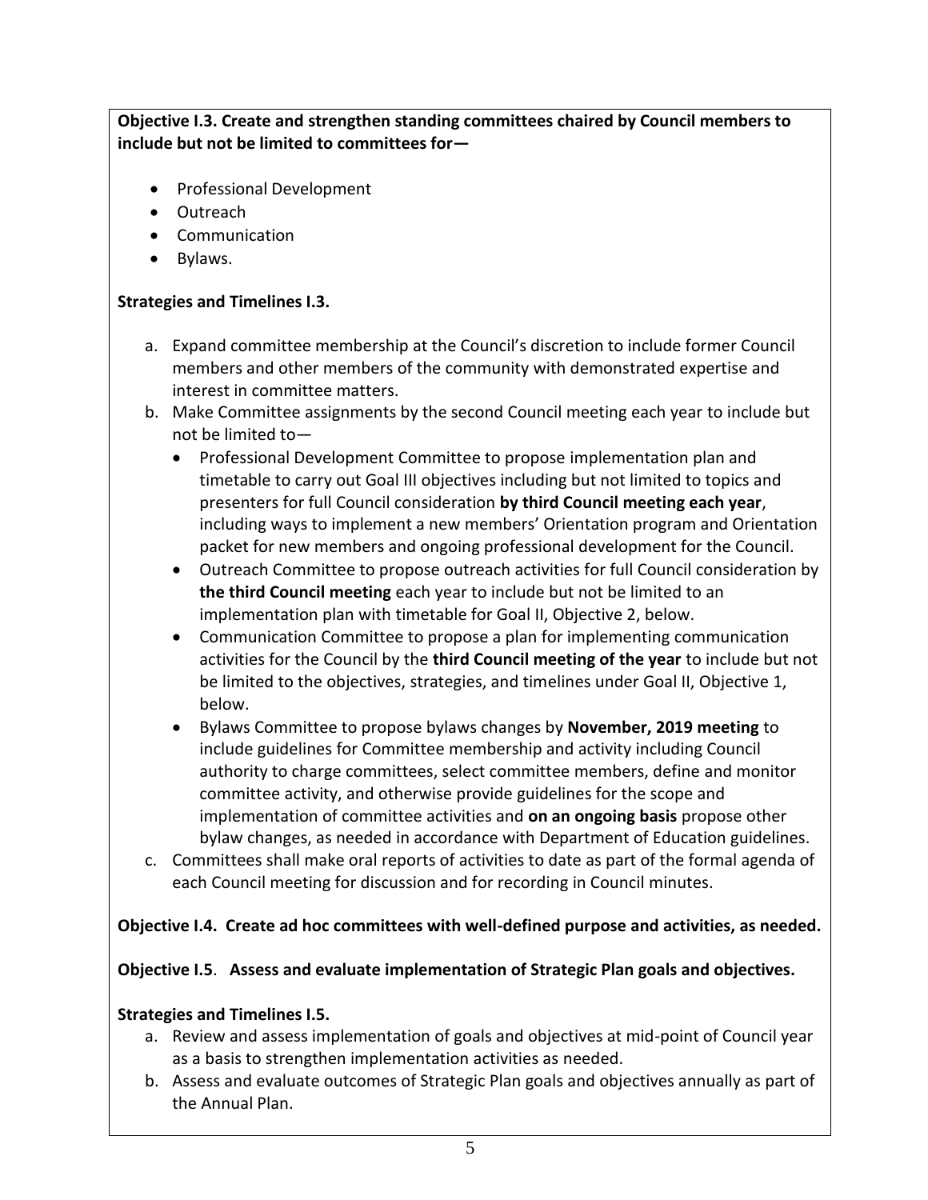**Objective I.3. Create and strengthen standing committees chaired by Council members to include but not be limited to committees for—**

- Professional Development
- Outreach
- Communication
- Bylaws.

**Strategies and Timelines I.3.**

a. Expand committee membership at the Council's discretion to include former Council members and other members of the community with demonstrated expertise and interest in committee matters.
b. Make Committee assignments by the second Council meeting each year to include but not be limited to—
   - Professional Development Committee to propose implementation plan and timetable to carry out Goal III objectives including but not limited to topics and presenters for full Council consideration **by third Council meeting each year**, including ways to implement a new members' Orientation program and Orientation packet for new members and ongoing professional development for the Council.
   - Outreach Committee to propose outreach activities for full Council consideration by **the third Council meeting** each year to include but not be limited to an implementation plan with timetable for Goal II, Objective 2, below.
   - Communication Committee to propose a plan for implementing communication activities for the Council by the **third Council meeting of the year** to include but not be limited to the objectives, strategies, and timelines under Goal II, Objective 1, below.
   - Bylaws Committee to propose bylaws changes by **November, 2019 meeting** to include guidelines for Committee membership and activity including Council authority to charge committees, select committee members, define and monitor committee activity, and otherwise provide guidelines for the scope and implementation of committee activities and **on an ongoing basis** propose other bylaw changes, as needed in accordance with Department of Education guidelines.
c. Committees shall make oral reports of activities to date as part of the formal agenda of each Council meeting for discussion and for recording in Council minutes.

**Objective I.4. Create ad hoc committees with well-defined purpose and activities, as needed.**

**Objective I.5**. **Assess and evaluate implementation of Strategic Plan goals and objectives.**

**Strategies and Timelines I.5.**

a. Review and assess implementation of goals and objectives at mid-point of Council year as a basis to strengthen implementation activities as needed.
b. Assess and evaluate outcomes of Strategic Plan goals and objectives annually as part of the Annual Plan.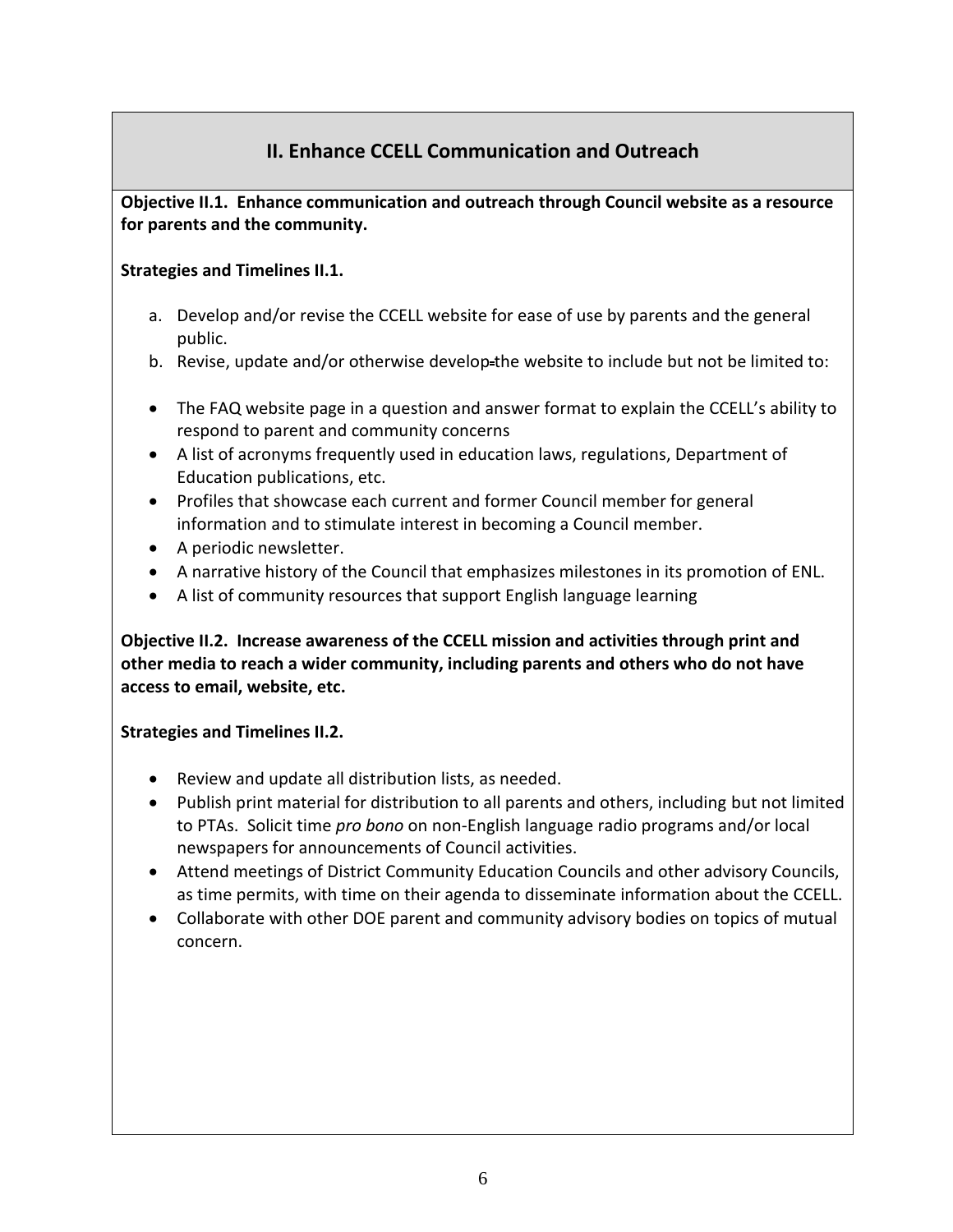## II. Enhance CCELL Communication and Outreach

**Objective II.1. Enhance communication and outreach through Council website as a resource for parents and the community.**

**Strategies and Timelines II.1.**

a. Develop and/or revise the CCELL website for ease of use by parents and the general public.
b. Revise, update and/or otherwise develop the website to include but not be limited to:

- The FAQ website page in a question and answer format to explain the CCELL's ability to respond to parent and community concerns
- A list of acronyms frequently used in education laws, regulations, Department of Education publications, etc.
- Profiles that showcase each current and former Council member for general information and to stimulate interest in becoming a Council member.
- A periodic newsletter.
- A narrative history of the Council that emphasizes milestones in its promotion of ENL.
- A list of community resources that support English language learning

**Objective II.2. Increase awareness of the CCELL mission and activities through print and other media to reach a wider community, including parents and others who do not have access to email, website, etc.**

**Strategies and Timelines II.2.**

- Review and update all distribution lists, as needed.
- Publish print material for distribution to all parents and others, including but not limited to PTAs. Solicit time *pro bono* on non-English language radio programs and/or local newspapers for announcements of Council activities.
- Attend meetings of District Community Education Councils and other advisory Councils, as time permits, with time on their agenda to disseminate information about the CCELL.
- Collaborate with other DOE parent and community advisory bodies on topics of mutual concern.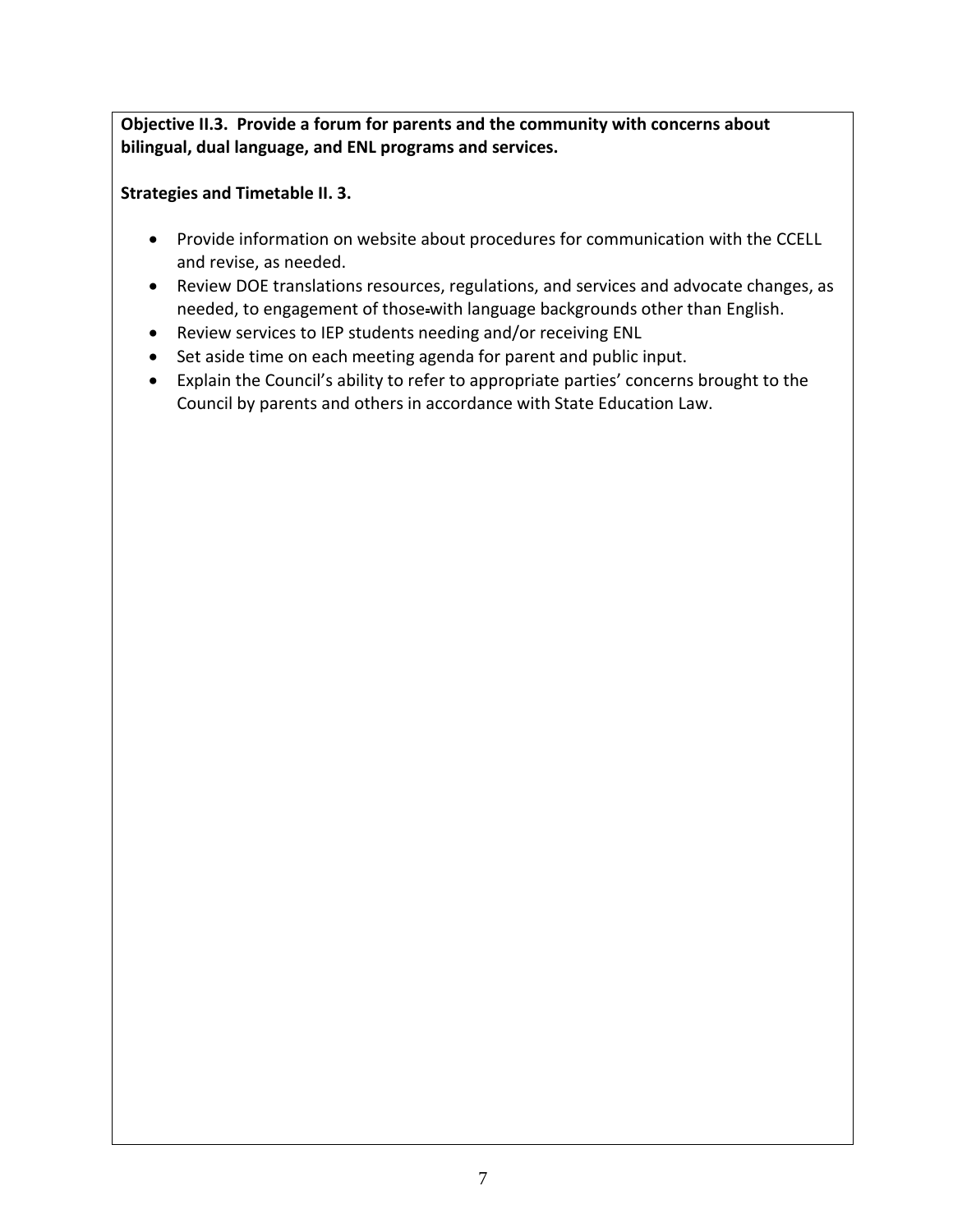**Objective II.3. Provide a forum for parents and the community with concerns about bilingual, dual language, and ENL programs and services.**

**Strategies and Timetable II. 3.**

- Provide information on website about procedures for communication with the CCELL and revise, as needed.
- Review DOE translations resources, regulations, and services and advocate changes, as needed, to engagement of those with language backgrounds other than English.
- Review services to IEP students needing and/or receiving ENL
- Set aside time on each meeting agenda for parent and public input.
- Explain the Council's ability to refer to appropriate parties' concerns brought to the Council by parents and others in accordance with State Education Law.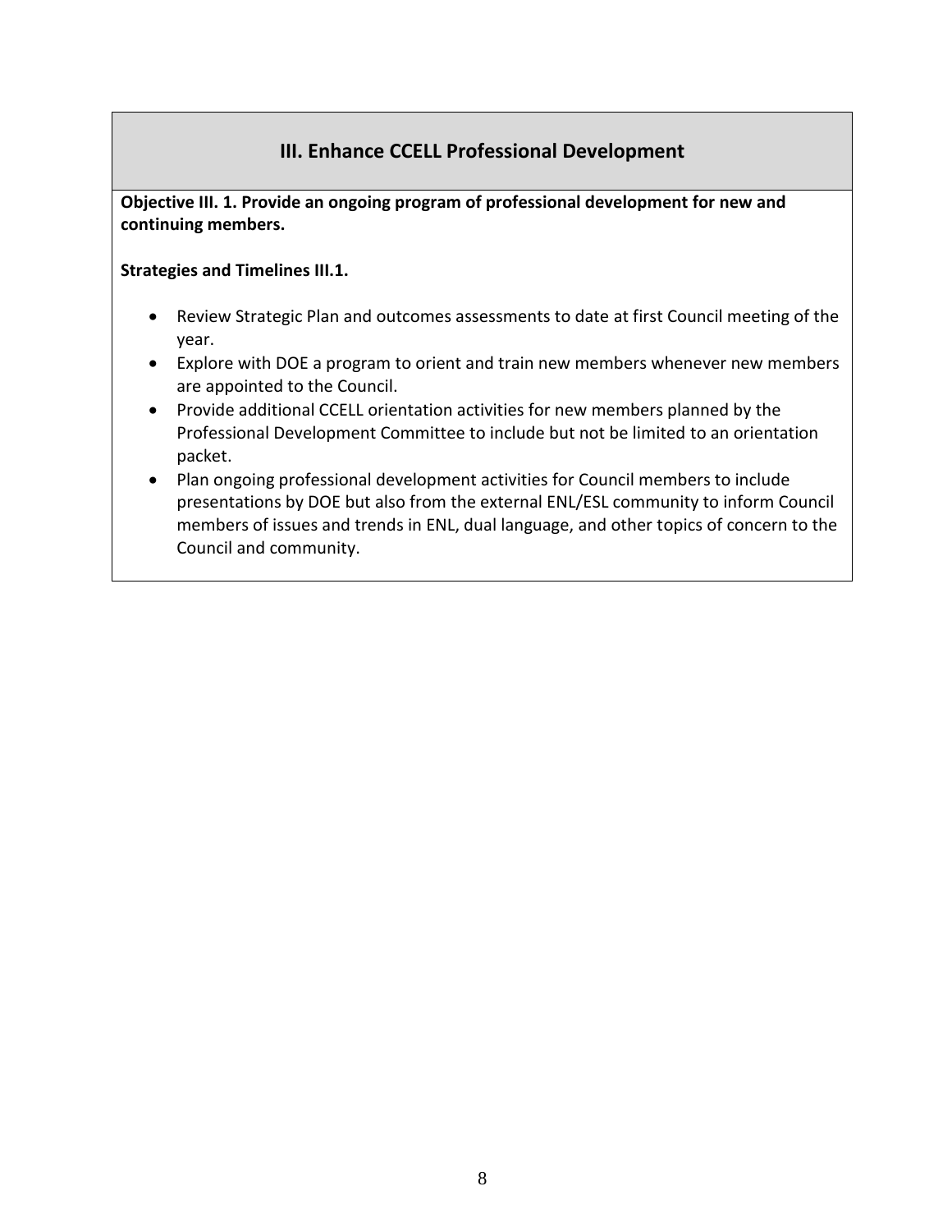## III. Enhance CCELL Professional Development

**Objective III. 1. Provide an ongoing program of professional development for new and continuing members.**

**Strategies and Timelines III.1.**

- Review Strategic Plan and outcomes assessments to date at first Council meeting of the year.
- Explore with DOE a program to orient and train new members whenever new members are appointed to the Council.
- Provide additional CCELL orientation activities for new members planned by the Professional Development Committee to include but not be limited to an orientation packet.
- Plan ongoing professional development activities for Council members to include presentations by DOE but also from the external ENL/ESL community to inform Council members of issues and trends in ENL, dual language, and other topics of concern to the Council and community.